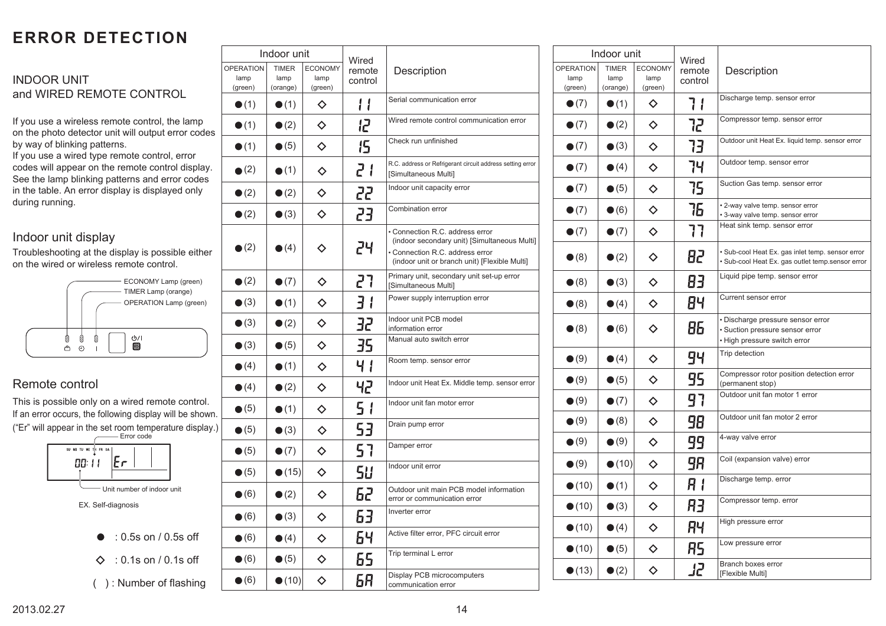# ERROR DETECTION

## INDOOR UNIT and WIRED REMOTE CONTROL

If you use a wireless remote control, the lamp on the photo detector unit will output error codes by way of blinking patterns.
If you use a wired type remote control, error codes will appear on the remote control display. See the lamp blinking patterns and error codes in the table. An error display is displayed only during running.

## Indoor unit display

Troubleshooting at the display is possible either on the wired or wireless remote control.

ECONOMY Lamp (green)
TIMER Lamp (orange)
OPERATION Lamp (green)

## Remote control

This is possible only on a wired remote control.
If an error occurs, the following display will be shown.
("Er" will appear in the set room temperature display.)

Error code

SU MO TU WE TH FR SA
00:11 Er

Unit number of indoor unit

EX. Self-diagnosis

● : 0.5s on / 0.5s off

◇ : 0.1s on / 0.1s off

( ) : Number of flashing

| Indoor unit | | | Wired remote control | Description |
|---|---|---|---|---|
| OPERATION lamp (green) | TIMER lamp (orange) | ECONOMY lamp (green) | | |
| ●(1) | ●(1) | ◇ | 11 | Serial communication error |
| ●(1) | ●(2) | ◇ | 12 | Wired remote control communication error |
| ●(1) | ●(5) | ◇ | 15 | Check run unfinished |
| ●(2) | ●(1) | ◇ | 21 | R.C. address or Refrigerant circuit address setting error [Simultaneous Multi] |
| ●(2) | ●(2) | ◇ | 22 | Indoor unit capacity error |
| ●(2) | ●(3) | ◇ | 23 | Combination error |
| ●(2) | ●(4) | ◇ | 24 | • Connection R.C. address error (indoor secondary unit) [Simultaneous Multi] • Connection R.C. address error (indoor unit or branch unit) [Flexible Multi] |
| ●(2) | ●(7) | ◇ | 27 | Primary unit, secondary unit set-up error [Simultaneous Multi] |
| ●(3) | ●(1) | ◇ | 31 | Power supply interruption error |
| ●(3) | ●(2) | ◇ | 32 | Indoor unit PCB model information error |
| ●(3) | ●(5) | ◇ | 35 | Manual auto switch error |
| ●(4) | ●(1) | ◇ | 41 | Room temp. sensor error |
| ●(4) | ●(2) | ◇ | 42 | Indoor unit Heat Ex. Middle temp. sensor error |
| ●(5) | ●(1) | ◇ | 51 | Indoor unit fan motor error |
| ●(5) | ●(3) | ◇ | 53 | Drain pump error |
| ●(5) | ●(7) | ◇ | 57 | Damper error |
| ●(5) | ●(15) | ◇ | 5U | Indoor unit error |
| ●(6) | ●(2) | ◇ | 62 | Outdoor unit main PCB model information error or communication error |
| ●(6) | ●(3) | ◇ | 63 | Inverter error |
| ●(6) | ●(4) | ◇ | 64 | Active filter error, PFC circuit error |
| ●(6) | ●(5) | ◇ | 65 | Trip terminal L error |
| ●(6) | ●(10) | ◇ | 6A | Display PCB microcomputers communication error |
| ●(7) | ●(1) | ◇ | 71 | Discharge temp. sensor error |
| ●(7) | ●(2) | ◇ | 72 | Compressor temp. sensor error |
| ●(7) | ●(3) | ◇ | 73 | Outdoor unit Heat Ex. liquid temp. sensor error |
| ●(7) | ●(4) | ◇ | 74 | Outdoor temp. sensor error |
| ●(7) | ●(5) | ◇ | 75 | Suction Gas temp. sensor error |
| ●(7) | ●(6) | ◇ | 76 | • 2-way valve temp. sensor error • 3-way valve temp. sensor error |
| ●(7) | ●(7) | ◇ | 77 | Heat sink temp. sensor error |
| ●(8) | ●(2) | ◇ | 82 | • Sub-cool Heat Ex. gas inlet temp. sensor error • Sub-cool Heat Ex. gas outlet temp.sensor error |
| ●(8) | ●(3) | ◇ | 83 | Liquid pipe temp. sensor error |
| ●(8) | ●(4) | ◇ | 84 | Current sensor error |
| ●(8) | ●(6) | ◇ | 86 | • Discharge pressure sensor error • Suction pressure sensor error • High pressure switch error |
| ●(9) | ●(4) | ◇ | 94 | Trip detection |
| ●(9) | ●(5) | ◇ | 95 | Compressor rotor position detection error (permanent stop) |
| ●(9) | ●(7) | ◇ | 97 | Outdoor unit fan motor 1 error |
| ●(9) | ●(8) | ◇ | 98 | Outdoor unit fan motor 2 error |
| ●(9) | ●(9) | ◇ | 99 | 4-way valve error |
| ●(9) | ●(10) | ◇ | 9A | Coil (expansion valve) error |
| ●(10) | ●(1) | ◇ | A1 | Discharge temp. error |
| ●(10) | ●(3) | ◇ | A3 | Compressor temp. error |
| ●(10) | ●(4) | ◇ | A4 | High pressure error |
| ●(10) | ●(5) | ◇ | A5 | Low pressure error |
| ●(13) | ●(2) | ◇ | J2 | Branch boxes error [Flexible Multi] |

2013.02.27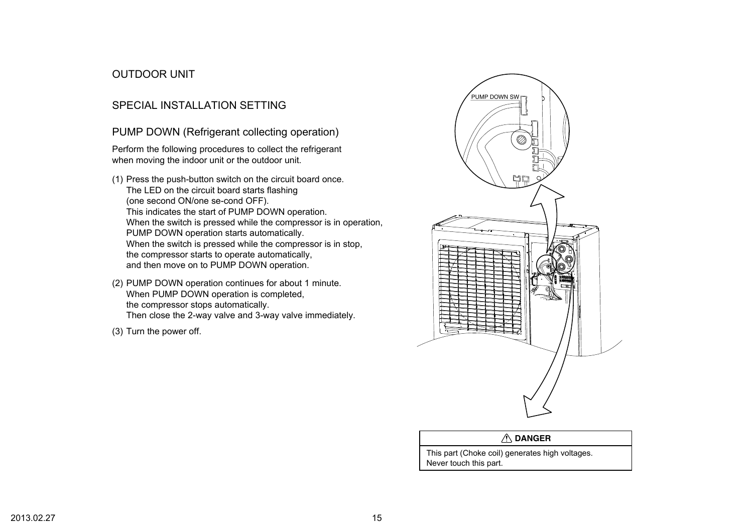# OUTDOOR UNIT

## SPECIAL INSTALLATION SETTING

### PUMP DOWN (Refrigerant collecting operation)

Perform the following procedures to collect the refrigerant when moving the indoor unit or the outdoor unit.

(1) Press the push-button switch on the circuit board once.
The LED on the circuit board starts flashing
(one second ON/one se-cond OFF).
This indicates the start of PUMP DOWN operation.
When the switch is pressed while the compressor is in operation,
PUMP DOWN operation starts automatically.
When the switch is pressed while the compressor is in stop,
the compressor starts to operate automatically,
and then move on to PUMP DOWN operation.

(2) PUMP DOWN operation continues for about 1 minute.
When PUMP DOWN operation is completed,
the compressor stops automatically.
Then close the 2-way valve and 3-way valve immediately.

(3) Turn the power off.

PUMP DOWN SW

| ⚠ DANGER |
|---|
| This part (Choke coil) generates high voltages. Never touch this part. |

2013.02.27